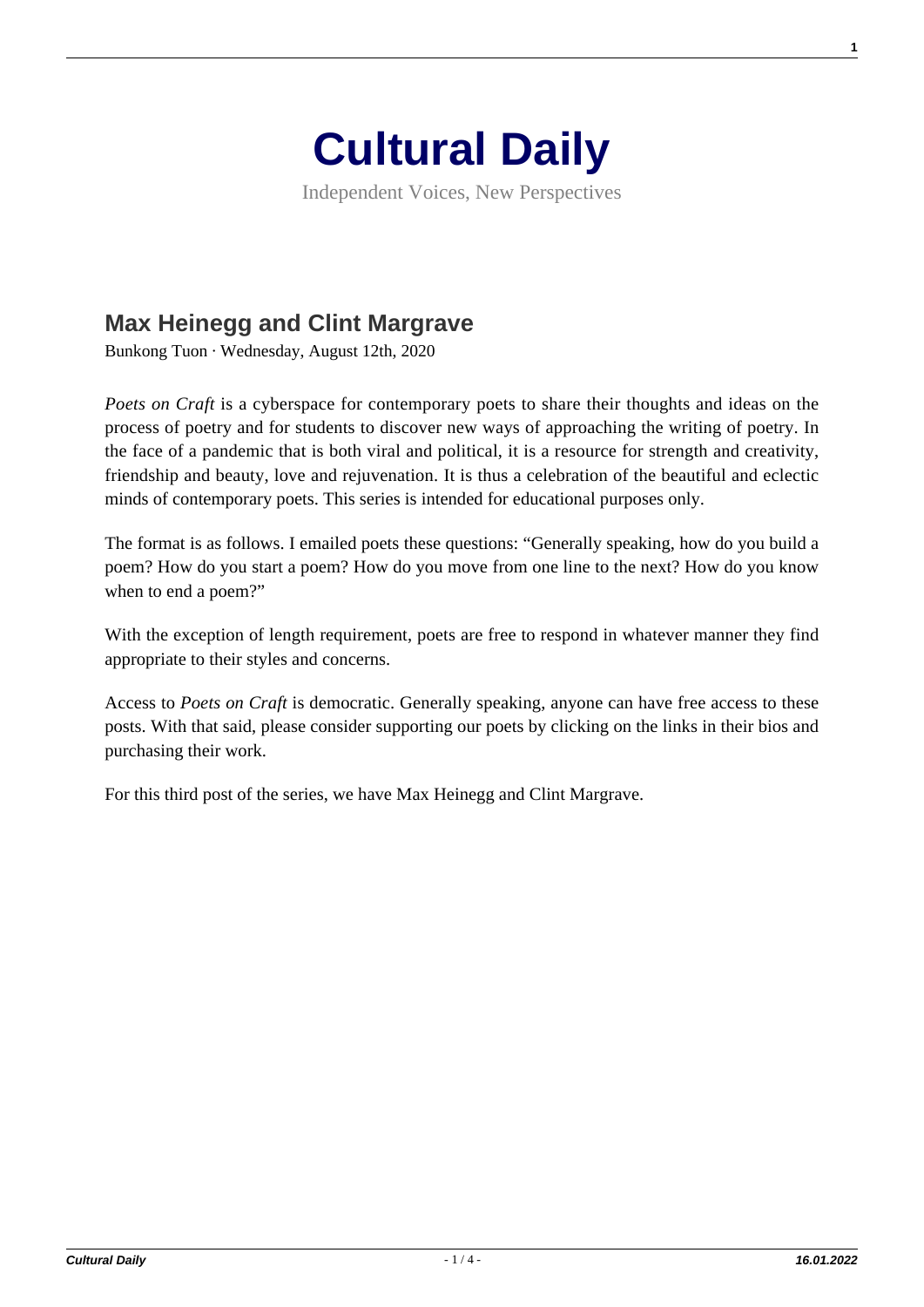# Cultural Daily

Independent Voices, New Perspectives

## Max Heinegg and Clint Margrave

Bunkong Tuon · Wednesday, August 12th, 2020

*Poets on Craft* is a cyberspace for contemporary poets to share their thoughts and ideas on the process of poetry and for students to discover new ways of approaching the writing of poetry. In the face of a pandemic that is both viral and political, it is a resource for strength and creativity, friendship and beauty, love and rejuvenation. It is thus a celebration of the beautiful and eclectic minds of contemporary poets. This series is intended for educational purposes only.

The format is as follows. I emailed poets these questions: "Generally speaking, how do you build a poem? How do you start a poem? How do you move from one line to the next? How do you know when to end a poem?"

With the exception of length requirement, poets are free to respond in whatever manner they find appropriate to their styles and concerns.

Access to *Poets on Craft* is democratic. Generally speaking, anyone can have free access to these posts. With that said, please consider supporting our poets by clicking on the links in their bios and purchasing their work.

For this third post of the series, we have Max Heinegg and Clint Margrave.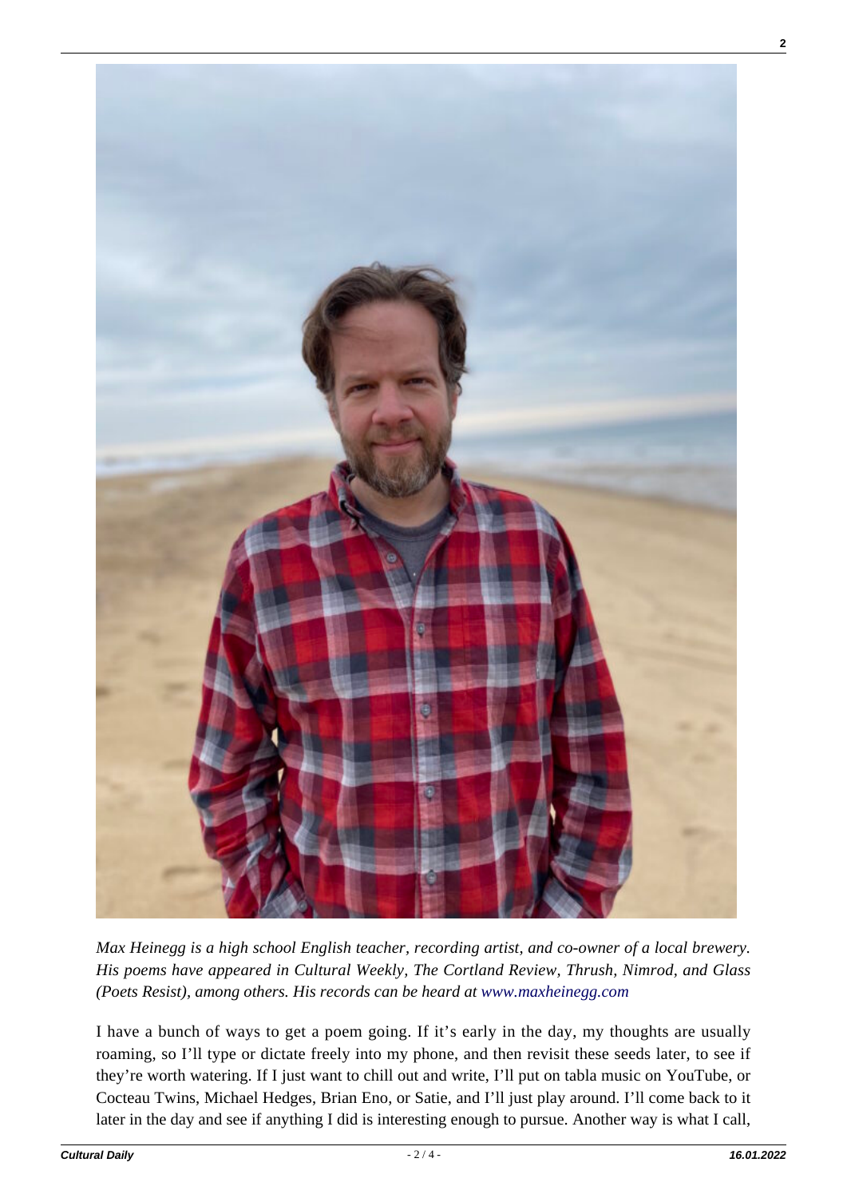*Max Heinegg is a high school English teacher, recording artist, and co-owner of a local brewery. His poems have appeared in Cultural Weekly, The Cortland Review, Thrush, Nimrod, and Glass (Poets Resist), among others. His records can be heard at www.maxheinegg.com*

I have a bunch of ways to get a poem going. If it's early in the day, my thoughts are usually roaming, so I'll type or dictate freely into my phone, and then revisit these seeds later, to see if they're worth watering. If I just want to chill out and write, I'll put on tabla music on YouTube, or Cocteau Twins, Michael Hedges, Brian Eno, or Satie, and I'll just play around. I'll come back to it later in the day and see if anything I did is interesting enough to pursue. Another way is what I call,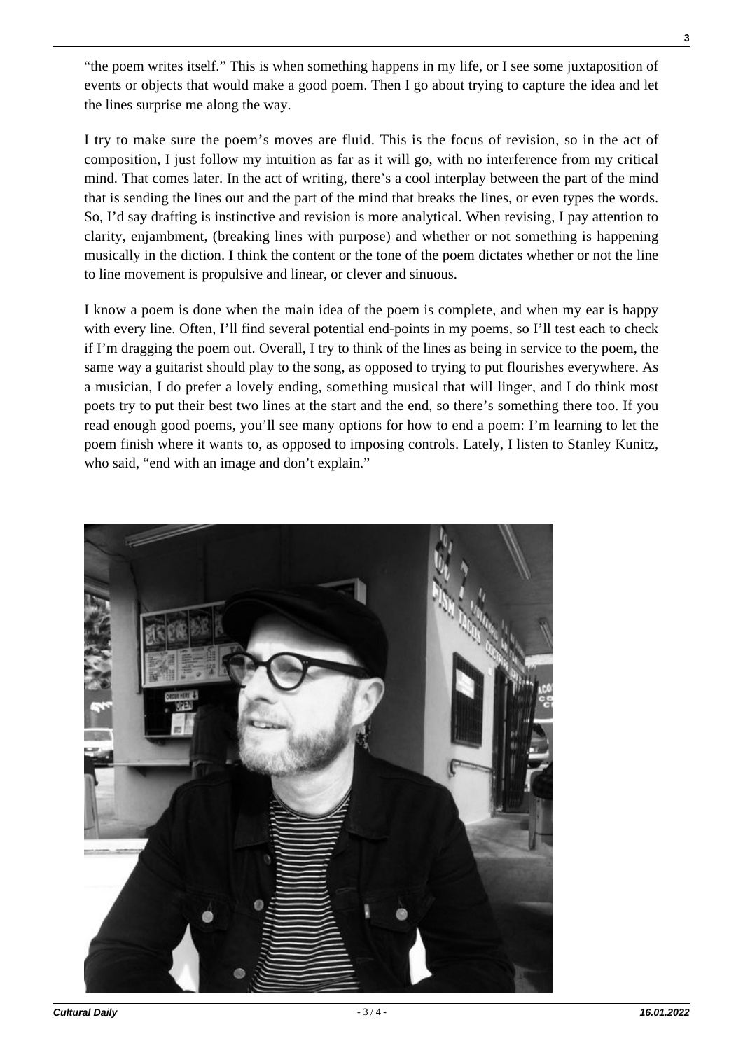"the poem writes itself." This is when something happens in my life, or I see some juxtaposition of events or objects that would make a good poem. Then I go about trying to capture the idea and let the lines surprise me along the way.

I try to make sure the poem's moves are fluid. This is the focus of revision, so in the act of composition, I just follow my intuition as far as it will go, with no interference from my critical mind. That comes later. In the act of writing, there's a cool interplay between the part of the mind that is sending the lines out and the part of the mind that breaks the lines, or even types the words. So, I'd say drafting is instinctive and revision is more analytical. When revising, I pay attention to clarity, enjambment, (breaking lines with purpose) and whether or not something is happening musically in the diction. I think the content or the tone of the poem dictates whether or not the line to line movement is propulsive and linear, or clever and sinuous.

I know a poem is done when the main idea of the poem is complete, and when my ear is happy with every line. Often, I'll find several potential end-points in my poems, so I'll test each to check if I'm dragging the poem out. Overall, I try to think of the lines as being in service to the poem, the same way a guitarist should play to the song, as opposed to trying to put flourishes everywhere. As a musician, I do prefer a lovely ending, something musical that will linger, and I do think most poets try to put their best two lines at the start and the end, so there's something there too. If you read enough good poems, you'll see many options for how to end a poem: I'm learning to let the poem finish where it wants to, as opposed to imposing controls. Lately, I listen to Stanley Kunitz, who said, "end with an image and don't explain."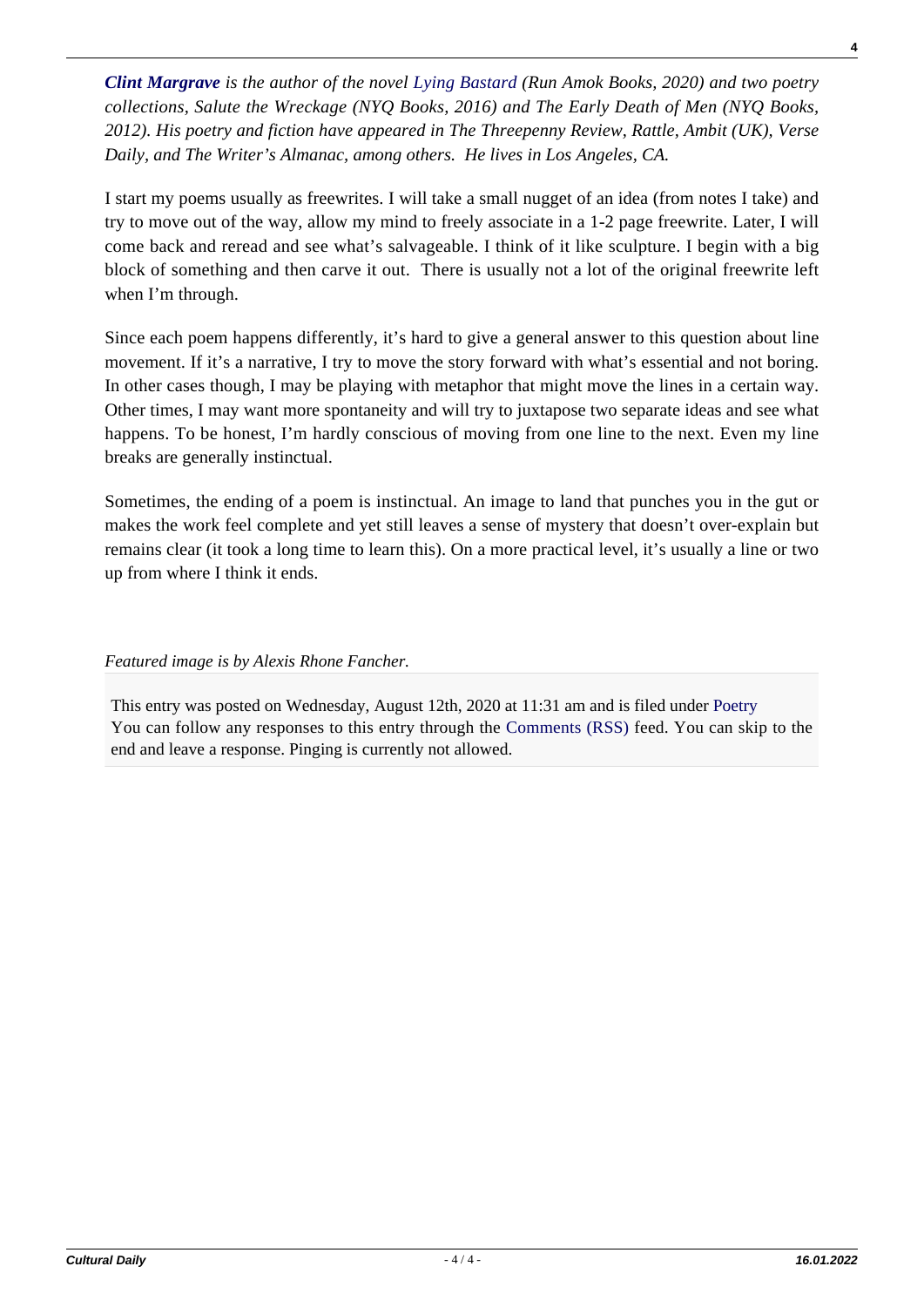***Clint Margrave*** *is the author of the novel Lying Bastard (Run Amok Books, 2020) and two poetry collections, Salute the Wreckage (NYQ Books, 2016) and The Early Death of Men (NYQ Books, 2012). His poetry and fiction have appeared in The Threepenny Review, Rattle, Ambit (UK), Verse Daily, and The Writer's Almanac, among others. He lives in Los Angeles, CA.*

I start my poems usually as freewrites. I will take a small nugget of an idea (from notes I take) and try to move out of the way, allow my mind to freely associate in a 1-2 page freewrite. Later, I will come back and reread and see what's salvageable. I think of it like sculpture. I begin with a big block of something and then carve it out. There is usually not a lot of the original freewrite left when I'm through.

Since each poem happens differently, it's hard to give a general answer to this question about line movement. If it's a narrative, I try to move the story forward with what's essential and not boring. In other cases though, I may be playing with metaphor that might move the lines in a certain way. Other times, I may want more spontaneity and will try to juxtapose two separate ideas and see what happens. To be honest, I'm hardly conscious of moving from one line to the next. Even my line breaks are generally instinctual.

Sometimes, the ending of a poem is instinctual. An image to land that punches you in the gut or makes the work feel complete and yet still leaves a sense of mystery that doesn't over-explain but remains clear (it took a long time to learn this). On a more practical level, it's usually a line or two up from where I think it ends.

*Featured image is by Alexis Rhone Fancher.*

This entry was posted on Wednesday, August 12th, 2020 at 11:31 am and is filed under Poetry
You can follow any responses to this entry through the Comments (RSS) feed. You can skip to the end and leave a response. Pinging is currently not allowed.